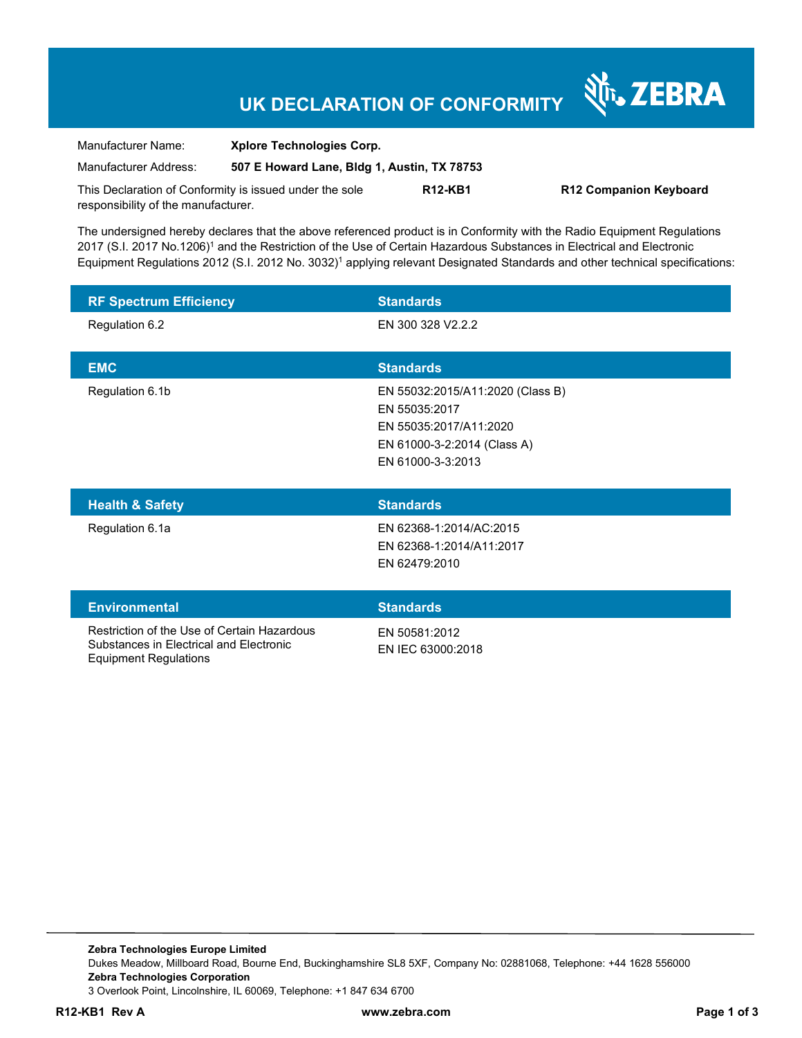# UK DECLARATION OF CONFORMITY

| | |
|---|---|
| Manufacturer Name: | **Xplore Technologies Corp.** |
| Manufacturer Address: | **507 E Howard Lane, Bldg 1, Austin, TX 78753** |

This Declaration of Conformity is issued under the sole responsibility of the manufacturer. **R12-KB1** **R12 Companion Keyboard**

The undersigned hereby declares that the above referenced product is in Conformity with the Radio Equipment Regulations 2017 (S.I. 2017 No.1206)[1] and the Restriction of the Use of Certain Hazardous Substances in Electrical and Electronic Equipment Regulations 2012 (S.I. 2012 No. 3032)[1] applying relevant Designated Standards and other technical specifications:

| RF Spectrum Efficiency | Standards |
|---|---|
| Regulation 6.2 | EN 300 328 V2.2.2 |

| EMC | Standards |
|---|---|
| Regulation 6.1b | EN 55032:2015/A11:2020 (Class B)<br>EN 55035:2017<br>EN 55035:2017/A11:2020<br>EN 61000-3-2:2014 (Class A)<br>EN 61000-3-3:2013 |

| Health & Safety | Standards |
|---|---|
| Regulation 6.1a | EN 62368-1:2014/AC:2015<br>EN 62368-1:2014/A11:2017<br>EN 62479:2010 |

| Environmental | Standards |
|---|---|
| Restriction of the Use of Certain Hazardous Substances in Electrical and Electronic Equipment Regulations | EN 50581:2012<br>EN IEC 63000:2018 |

**Zebra Technologies Europe Limited**
Dukes Meadow, Millboard Road, Bourne End, Buckinghamshire SL8 5XF, Company No: 02881068, Telephone: +44 1628 556000
**Zebra Technologies Corporation**
3 Overlook Point, Lincolnshire, IL 60069, Telephone: +1 847 634 6700

**R12-KB1 Rev A** **www.zebra.com**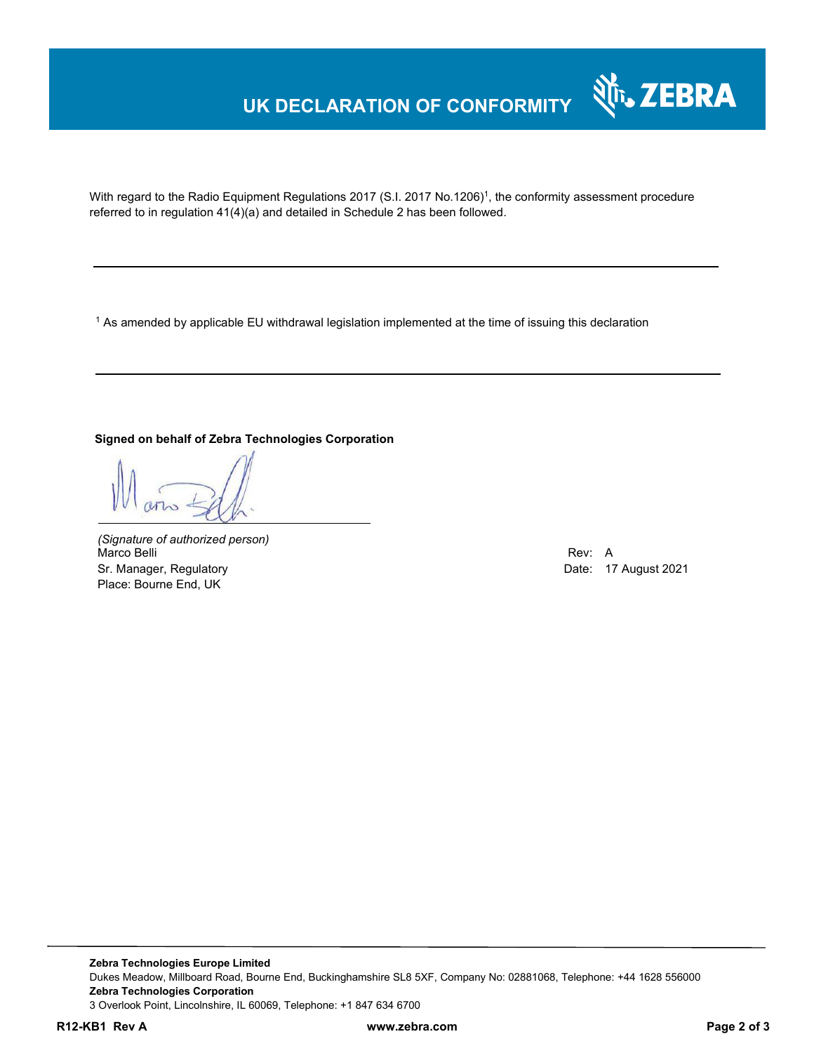# UK DECLARATION OF CONFORMITY

With regard to the Radio Equipment Regulations 2017 (S.I. 2017 No.1206)[1], the conformity assessment procedure referred to in regulation 41(4)(a) and detailed in Schedule 2 has been followed.

---

[1] As amended by applicable EU withdrawal legislation implemented at the time of issuing this declaration

---

**Signed on behalf of Zebra Technologies Corporation**

*(Signature of authorized person)*
Marco Belli
Sr. Manager, Regulatory
Place: Bourne End, UK

Rev: A
Date: 17 August 2021

**Zebra Technologies Europe Limited**
Dukes Meadow, Millboard Road, Bourne End, Buckinghamshire SL8 5XF, Company No: 02881068, Telephone: +44 1628 556000
**Zebra Technologies Corporation**
3 Overlook Point, Lincolnshire, IL 60069, Telephone: +1 847 634 6700

**R12-KB1 Rev A** **www.zebra.com**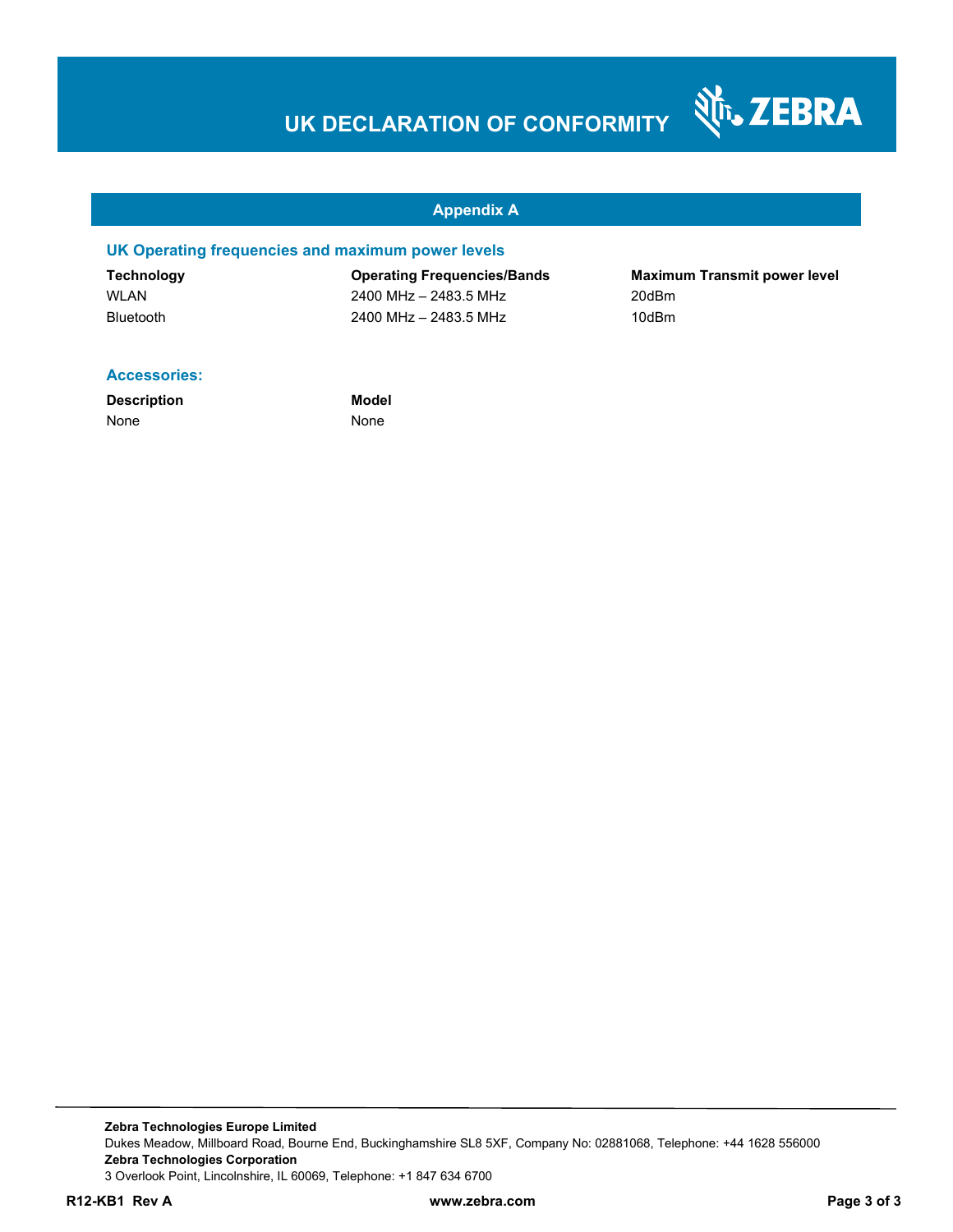# UK DECLARATION OF CONFORMITY

## Appendix A

### UK Operating frequencies and maximum power levels

| Technology | Operating Frequencies/Bands | Maximum Transmit power level |
| --- | --- | --- |
| WLAN | 2400 MHz – 2483.5 MHz | 20dBm |
| Bluetooth | 2400 MHz – 2483.5 MHz | 10dBm |

### Accessories:

| Description | Model |
| --- | --- |
| None | None |

**Zebra Technologies Europe Limited**
Dukes Meadow, Millboard Road, Bourne End, Buckinghamshire SL8 5XF, Company No: 02881068, Telephone: +44 1628 556000
**Zebra Technologies Corporation**
3 Overlook Point, Lincolnshire, IL 60069, Telephone: +1 847 634 6700

**R12-KB1 Rev A** **www.zebra.com**